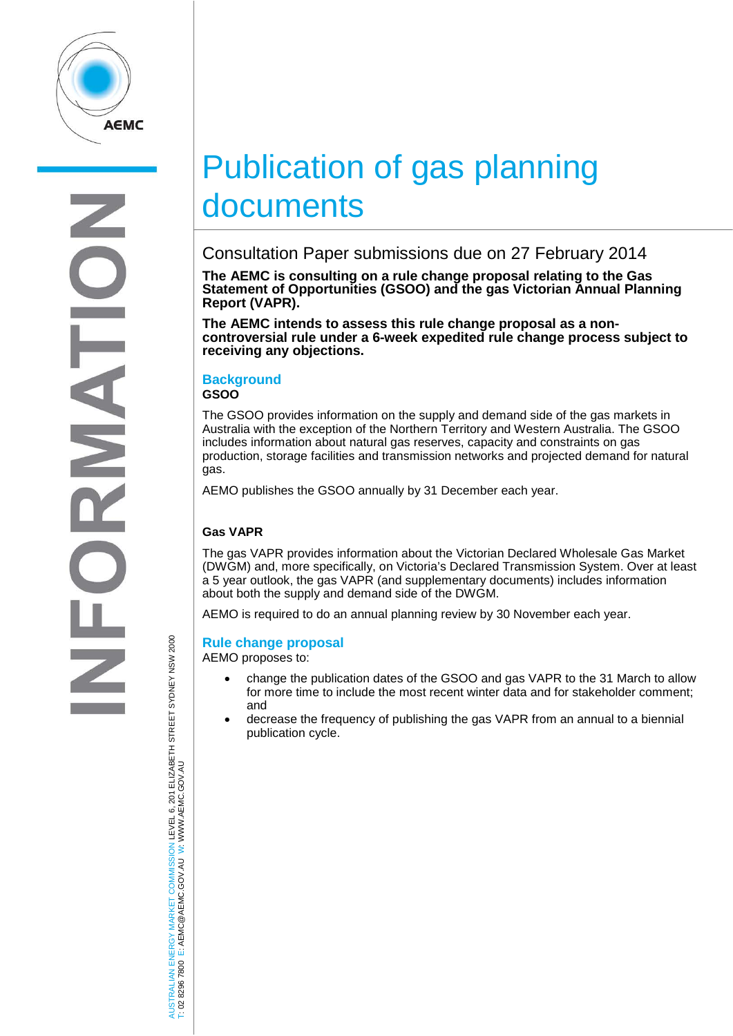# Publication of gas planning documents

## Consultation Paper submissions due on 27 February 2014

**The AEMC is consulting on a rule change proposal relating to the Gas Statement of Opportunities (GSOO) and the gas Victorian Annual Planning Report (VAPR).**

**The AEMC intends to assess this rule change proposal as a non-controversial rule under a 6-week expedited rule change process subject to receiving any objections.**

### Background

**GSOO**

The GSOO provides information on the supply and demand side of the gas markets in Australia with the exception of the Northern Territory and Western Australia. The GSOO includes information about natural gas reserves, capacity and constraints on gas production, storage facilities and transmission networks and projected demand for natural gas.

AEMO publishes the GSOO annually by 31 December each year.

**Gas VAPR**

The gas VAPR provides information about the Victorian Declared Wholesale Gas Market (DWGM) and, more specifically, on Victoria's Declared Transmission System. Over at least a 5 year outlook, the gas VAPR (and supplementary documents) includes information about both the supply and demand side of the DWGM.

AEMO is required to do an annual planning review by 30 November each year.

### Rule change proposal

AEMO proposes to:

- change the publication dates of the GSOO and gas VAPR to the 31 March to allow for more time to include the most recent winter data and for stakeholder comment; and
- decrease the frequency of publishing the gas VAPR from an annual to a biennial publication cycle.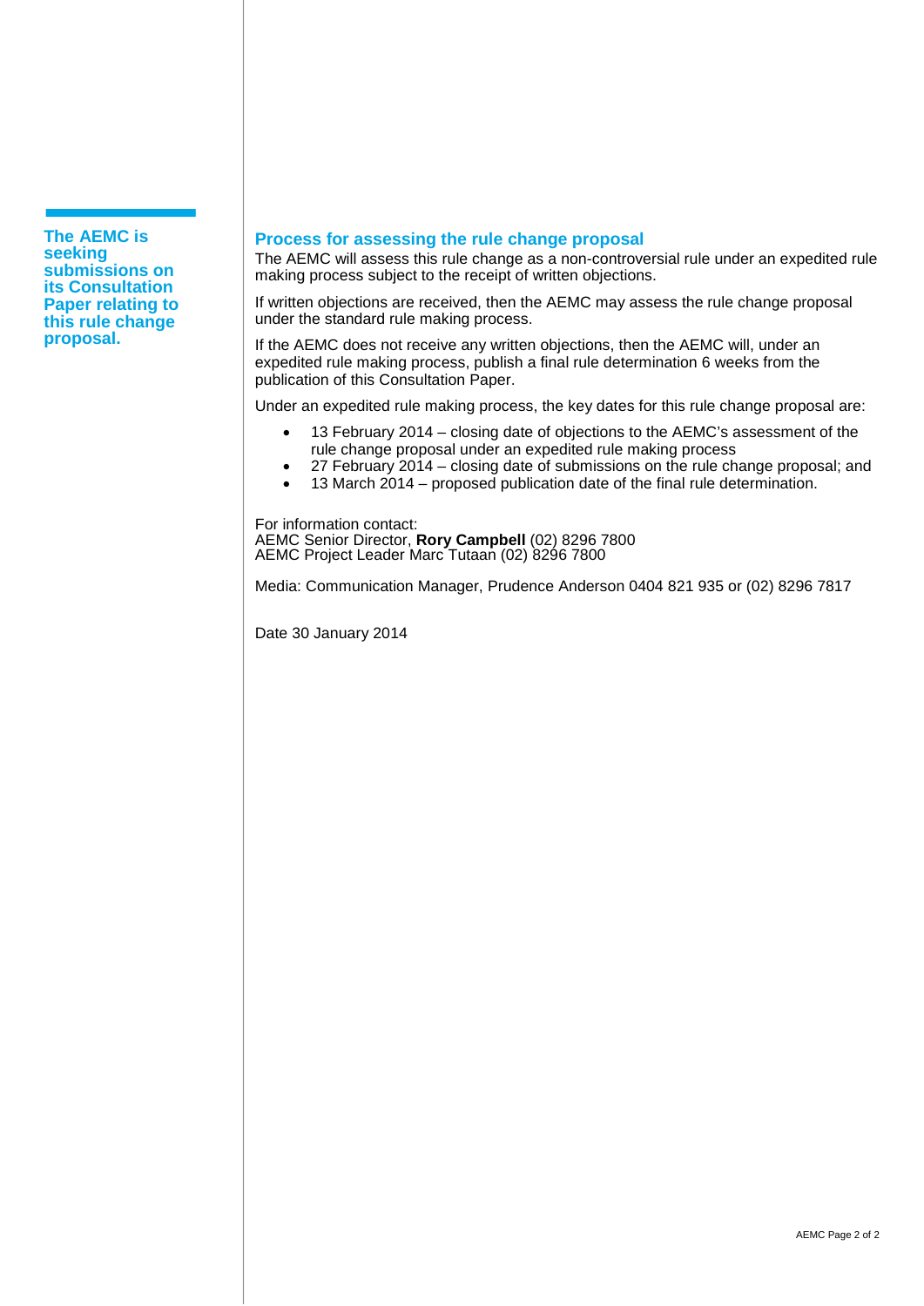**The AEMC is seeking submissions on its Consultation Paper relating to this rule change proposal.**

## Process for assessing the rule change proposal

The AEMC will assess this rule change as a non-controversial rule under an expedited rule making process subject to the receipt of written objections.

If written objections are received, then the AEMC may assess the rule change proposal under the standard rule making process.

If the AEMC does not receive any written objections, then the AEMC will, under an expedited rule making process, publish a final rule determination 6 weeks from the publication of this Consultation Paper.

Under an expedited rule making process, the key dates for this rule change proposal are:

- 13 February 2014 – closing date of objections to the AEMC's assessment of the rule change proposal under an expedited rule making process
- 27 February 2014 – closing date of submissions on the rule change proposal; and
- 13 March 2014 – proposed publication date of the final rule determination.

For information contact:
AEMC Senior Director, **Rory Campbell** (02) 8296 7800
AEMC Project Leader Marc Tutaan (02) 8296 7800

Media: Communication Manager, Prudence Anderson 0404 821 935 or (02) 8296 7817

Date 30 January 2014